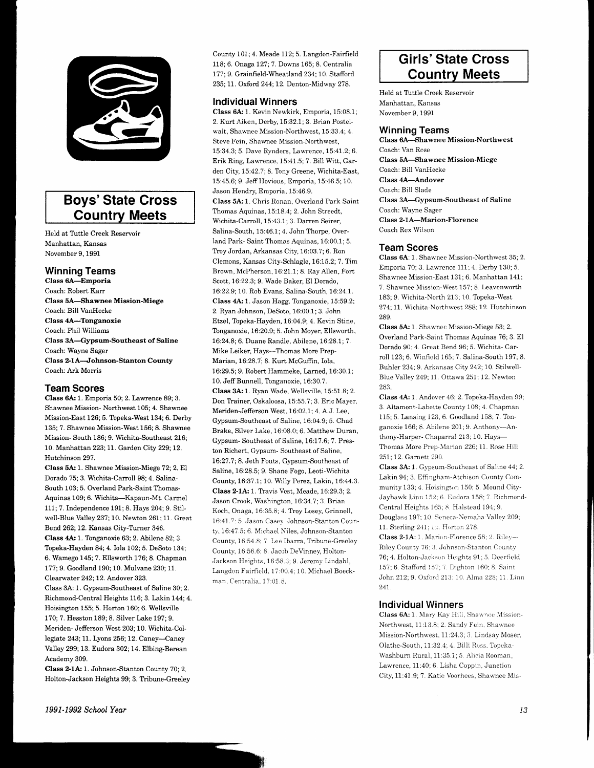## Boys' State Cross Country Meets

Held at Tuttle Creek Reservoir
Manhattan, Kansas
November 9, 1991

### Winning Teams

**Class 6A—Emporia**
Coach: Robert Karr
**Class 5A—Shawnee Mission-Miege**
Coach: Bill VanHecke
**Class 4A—Tonganoxie**
Coach: Phil Williams
**Class 3A—Gypsum-Southeast of Saline**
Coach: Wayne Sager
**Class 2-1A—Johnson-Stanton County**
Coach: Ark Morris

### Team Scores

**Class 6A:** 1. Emporia 50; 2. Lawrence 89; 3. Shawnee Mission- Northwest 105; 4. Shawnee Mission-East 126; 5. Topeka-West 134; 6. Derby 135; 7. Shawnee Mission-West 156; 8. Shawnee Mission- South 186; 9. Wichita-Southeast 216; 10. Manhattan 223; 11. Garden City 229; 12. Hutchinson 297.

**Class 5A:** 1. Shawnee Mission-Miege 72; 2. El Dorado 75; 3. Wichita-Carroll 98; 4. Salina-South 103; 5. Overland Park-Saint Thomas-Aquinas 109; 6. Wichita—Kapaun-Mt. Carmel 111; 7. Independence 191; 8. Hays 204; 9. Stilwell-Blue Valley 237; 10. Newton 261; 11. Great Bend 262; 12. Kansas City-Turner 346.

**Class 4A:** 1. Tonganoxie 63; 2. Abilene 82; 3. Topeka-Hayden 84; 4. Iola 102; 5. DeSoto 134; 6. Wamego 145; 7. Ellsworth 176; 8. Chapman 177; 9. Goodland 190; 10. Mulvane 230; 11. Clearwater 242; 12. Andover 323.

Class 3A: 1. Gypsum-Southeast of Saline 30; 2. Richmond-Central Heights 116; 3. Lakin 144; 4. Hoisington 155; 5. Horton 160; 6. Wellsville 170; 7. Hesston 189; 8. Silver Lake 197; 9. Meriden- Jefferson West 203; 10. Wichita-Collegiate 243; 11. Lyons 256; 12. Caney—Caney Valley 299; 13. Eudora 302; 14. Elbing-Berean Academy 309.

**Class 2-1A:** 1. Johnson-Stanton County 70; 2. Holton-Jackson Heights 99; 3. Tribune-Greeley County 101; 4. Meade 112; 5. Langdon-Fairfield 118; 6. Onaga 127; 7. Downs 165; 8. Centralia 177; 9. Grainfield-Wheatland 234; 10. Stafford 235; 11. Oxford 244; 12. Denton-Midway 278.

### Individual Winners

**Class 6A:** 1. Kevin Newkirk, Emporia, 15:08.1; 2. Kurt Aiken, Derby, 15:32.1; 3. Brian Postelwait, Shawnee Mission-Northwest, 15:33.4; 4. Steve Fein, Shawnee Mission-Northwest, 15:34.3; 5. Dave Rynders, Lawrence, 15:41.2; 6. Erik Ring, Lawrence, 15:41.5; 7. Bill Witt, Garden City, 15:42.7; 8. Tony Greene, Wichita-East, 15:45.6; 9. Jeff Hovious, Emporia, 15:46.5; 10. Jason Hendry, Emporia, 15:46.9.

**Class 5A:** 1. Chris Ronan, Overland Park-Saint Thomas Aquinas, 15:18.4; 2. John Streedt, Wichita-Carroll, 15:43.1; 3. Darren Seirer, Salina-South, 15:46.1; 4. John Thorpe, Overland Park- Saint Thomas Aquinas, 16:00.1; 5. Troy Jordan, Arkansas City, 16:03.7; 6. Ron Clemons, Kansas City-Schlagle, 16:15.2; 7. Tim Brown, McPherson, 16:21.1; 8. Ray Allen, Fort Scott, 16:22.3; 9. Wade Baker, El Dorado, 16:22.9; 10. Rob Evans, Salina-South, 16:24.1.

**Class 4A:** 1. Jason Hagg, Tonganoxie, 15:59.2; 2. Ryan Johnson, DeSoto, 16:00.1; 3. John Etzel, Topeka-Hayden, 16:04.9; 4. Kevin Stine, Tonganoxie, 16:20.9; 5. John Moyer, Ellsworth, 16:24.8; 6. Duane Randle, Abilene, 16:28.1; 7. Mike Leiker, Hays—Thomas More Prep-Marian, 16:28.7; 8. Kurt McGuffin, Iola, 16:29.5; 9. Robert Hammeke, Larned, 16:30.1; 10. Jeff Bunnell, Tonganoxie, 16:30.7.

**Class 3A:** 1. Ryan Wade, Wellsville, 15:51.8; 2. Don Trainer, Oskaloosa, 15:55.7; 3. Eric Mayer, Meriden-Jefferson West, 16:02.1; 4. A.J. Lee, Gypsum-Southeast of Saline, 16:04.9; 5. Chad Brake, Silver Lake, 16:08.0; 6. Matthew Duran, Gypsum- Southeast of Saline, 16:17.6; 7. Preston Richert, Gypsum- Southeast of Saline, 16:27.7; 8. Jeth Fouts, Gypsum-Southeast of Saline, 16:28.5; 9. Shane Fogo, Leoti-Wichita County, 16:37.1; 10. Willy Perez, Lakin, 16:44.3.

**Class 2-1A:** 1. Travis Vest, Meade, 16:29.3; 2. Jason Crook, Washington, 16:34.7; 3. Brian Koch, Onaga, 16:35.8; 4. Troy Losey, Grinnell, 16:41.7; 5. Jason Casey, Johnson-Stanton County, 16:47.5; 6. Michael Niles, Johnson-Stanton County, 16:54.8; 7. Lee Ibarra, Tribune-Greeley County, 16:56.6; 8. Jacob DeVinney, Holton-Jackson Heights, 16:58.3; 9. Jeremy Lindahl, Langdon Fairfield, 17:00.4; 10. Michael Boeckman, Centralia, 17:01.8.

## Girls' State Cross Country Meets

Held at Tuttle Creek Reservoir
Manhattan, Kansas
November 9, 1991

### Winning Teams

**Class 6A—Shawnee Mission-Northwest**
Coach: Van Rose
**Class 5A—Shawnee Mission-Miege**
Coach: Bill VanHecke
**Class 4A—Andover**
Coach: Bill Slade
**Class 3A—Gypsum-Southeast of Saline**
Coach: Wayne Sager
**Class 2-1A—Marion-Florence**
Coach Rex Wilson

### Team Scores

**Class 6A:** 1. Shawnee Mission-Northwest 35; 2. Emporia 70; 3. Lawrence 111; 4. Derby 130; 5. Shawnee Mission-East 131; 6. Manhattan 141; 7. Shawnee Mission-West 157; 8. Leavenworth 183; 9. Wichita-North 213; 10. Topeka-West 274; 11. Wichita-Northwest 288; 12. Hutchinson 289.

**Class 5A:** 1. Shawnee Mission-Miege 53; 2. Overland Park-Saint Thomas Aquinas 76; 3. El Dorado 90; 4. Great Bend 96; 5. Wichita-Carroll 123; 6. Winfield 165; 7. Salina-South 197; 8. Buhler 234; 9. Arkansas City 242; 10. Stilwell-Blue Valley 249; 11. Ottawa 251; 12. Newton 283.

**Class 4A:** 1. Andover 46; 2. Topeka-Hayden 99; 3. Altamont-Labette County 108; 4. Chapman 115; 5. Lansing 123; 6. Goodland 158; 7. Tonganoxie 166; 8. Abilene 201; 9. Anthony—Anthony-Harper- Chaparral 213; 10. Hays—Thomas More Prep-Marian 226; 11. Rose Hill 251; 12. Garnett 290.

**Class 3A:** 1. Gypsum-Southeast of Saline 44; 2. Lakin 94; 3. Effingham-Atchison County Community 133; 4. Hoisington 150; 5. Mound City-Jayhawk Linn 152; 6. Eudora 158; 7. Richmond-Central Heights 165; 8. Halstead 194; 9. Douglass 197; 10. Seneca-Nemaha Valley 209; 11. Sterling 241; 12. Horton 278.

**Class 2-1A:** 1. Marion-Florence 58; 2. Riley—Riley County 76; 3. Johnson-Stanton County 76; 4. Holton-Jackson Heights 91; 5. Deerfield 157; 6. Stafford 157; 7. Dighton 160; 8. Saint John 212; 9. Oxford 213; 10. Alma 228; 11. Linn 241.

### Individual Winners

**Class 6A:** 1. Mary Kay Hill, Shawnee Mission-Northwest, 11:13.8; 2. Sandy Fein, Shawnee Mission-Northwest, 11:24.3; 3. Lindsay Moser, Olathe-South, 11:32.4; 4. Billi Ross, Topeka-Washburn Rural, 11:35.1; 5. Alicia Rooman, Lawrence, 11:40; 6. Lisha Coppin, Junction City, 11:41.9; 7. Katie Voorhees, Shawnee Mis-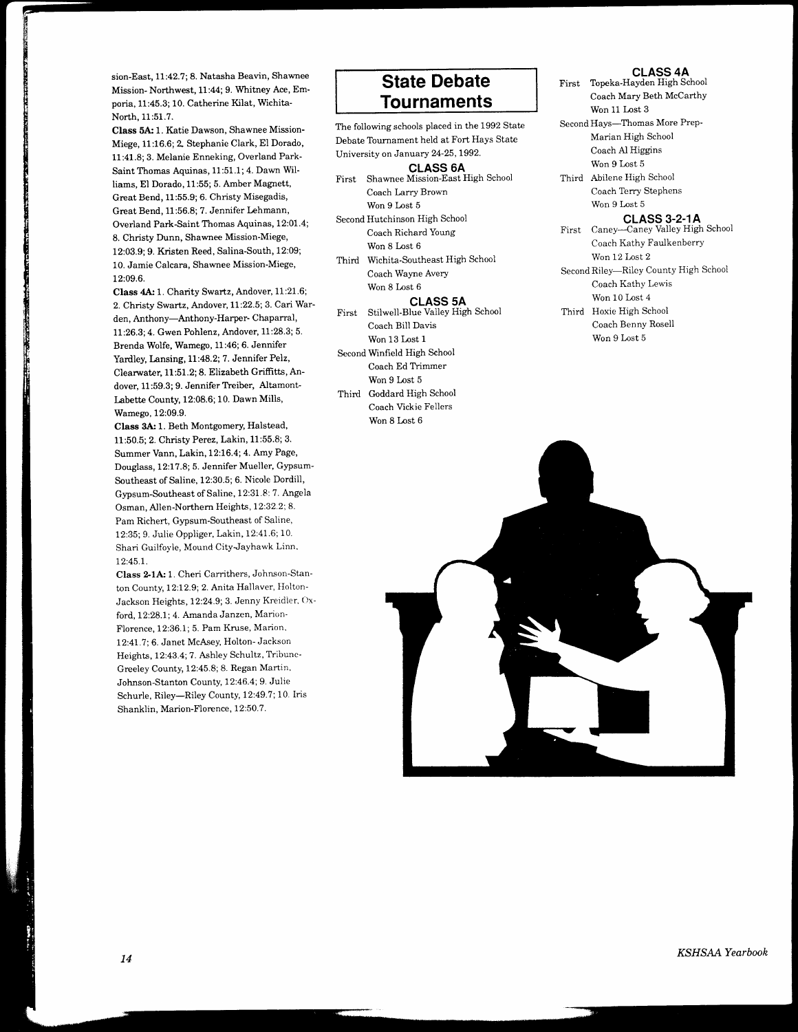sion-East, 11:42.7; 8. Natasha Beavin, Shawnee Mission- Northwest, 11:44; 9. Whitney Ace, Emporia, 11:45.3; 10. Catherine Kilat, Wichita-North, 11:51.7.

**Class 5A:** 1. Katie Dawson, Shawnee Mission-Miege, 11:16.6; 2. Stephanie Clark, El Dorado, 11:41.8; 3. Melanie Enneking, Overland Park-Saint Thomas Aquinas, 11:51.1; 4. Dawn Williams, El Dorado, 11:55; 5. Amber Magnett, Great Bend, 11:55.9; 6. Christy Misegadis, Great Bend, 11:56.8; 7. Jennifer Lehmann, Overland Park-Saint Thomas Aquinas, 12:01.4; 8. Christy Dunn, Shawnee Mission-Miege, 12:03.9; 9. Kristen Reed, Salina-South, 12:09; 10. Jamie Calcara, Shawnee Mission-Miege, 12:09.6.

**Class 4A:** 1. Charity Swartz, Andover, 11:21.6; 2. Christy Swartz, Andover, 11:22.5; 3. Cari Warden, Anthony—Anthony-Harper- Chaparral, 11:26.3; 4. Gwen Pohlenz, Andover, 11:28.3; 5. Brenda Wolfe, Wamego, 11:46; 6. Jennifer Yardley, Lansing, 11:48.2; 7. Jennifer Pelz, Clearwater, 11:51.2; 8. Elizabeth Griffitts, Andover, 11:59.3; 9. Jennifer Treiber, Altamont-Labette County, 12:08.6; 10. Dawn Mills, Wamego, 12:09.9.

**Class 3A:** 1. Beth Montgomery, Halstead, 11:50.5; 2. Christy Perez, Lakin, 11:55.8; 3. Summer Vann, Lakin, 12:16.4; 4. Amy Page, Douglass, 12:17.8; 5. Jennifer Mueller, Gypsum-Southeast of Saline, 12:30.5; 6. Nicole Dordill, Gypsum-Southeast of Saline, 12:31.8; 7. Angela Osman, Allen-Northern Heights, 12:32.2; 8. Pam Richert, Gypsum-Southeast of Saline, 12:35; 9. Julie Oppliger, Lakin, 12:41.6; 10. Shari Guilfoyle, Mound City-Jayhawk Linn, 12:45.1.

**Class 2-1A:** 1. Cheri Carrithers, Johnson-Stanton County, 12:12.9; 2. Anita Hallaver, Holton-Jackson Heights, 12:24.9; 3. Jenny Kreidler, Oxford, 12:28.1; 4. Amanda Janzen, Marion-Florence, 12:36.1; 5. Pam Kruse, Marion, 12:41.7; 6. Janet McAsey, Holton- Jackson Heights, 12:43.4; 7. Ashley Schultz, Tribune-Greeley County, 12:45.8; 8. Regan Martin, Johnson-Stanton County, 12:46.4; 9. Julie Schurle, Riley—Riley County, 12:49.7; 10. Iris Shanklin, Marion-Florence, 12:50.7.

# State Debate Tournaments

The following schools placed in the 1992 State Debate Tournament held at Fort Hays State University on January 24-25, 1992.

## CLASS 6A

First Shawnee Mission-East High School
Coach Larry Brown
Won 9 Lost 5

Second Hutchinson High School
Coach Richard Young
Won 8 Lost 6

Third Wichita-Southeast High School
Coach Wayne Avery
Won 8 Lost 6

## CLASS 5A

First Stilwell-Blue Valley High School
Coach Bill Davis
Won 13 Lost 1

Second Winfield High School
Coach Ed Trimmer
Won 9 Lost 5

Third Goddard High School
Coach Vickie Fellers
Won 8 Lost 6

## CLASS 4A

First Topeka-Hayden High School
Coach Mary Beth McCarthy
Won 11 Lost 3

Second Hays—Thomas More Prep-Marian High School
Coach Al Higgins
Won 9 Lost 5

Third Abilene High School
Coach Terry Stephens
Won 9 Lost 5

## CLASS 3-2-1A

First Caney—Caney Valley High School
Coach Kathy Faulkenberry
Won 12 Lost 2

Second Riley—Riley County High School
Coach Kathy Lewis
Won 10 Lost 4

Third Hoxie High School
Coach Benny Rosell
Won 9 Lost 5